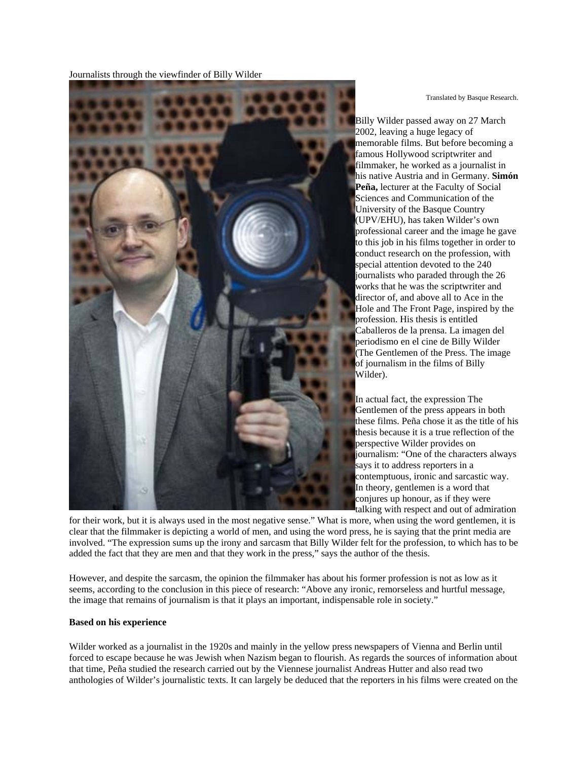# Journalists through the viewfinder of Billy Wilder

Translated by Basque Research.

Billy Wilder passed away on 27 March 2002, leaving a huge legacy of memorable films. But before becoming a famous Hollywood scriptwriter and filmmaker, he worked as a journalist in his native Austria and in Germany. **Simón Peña,** lecturer at the Faculty of Social Sciences and Communication of the University of the Basque Country (UPV/EHU), has taken Wilder's own professional career and the image he gave to this job in his films together in order to conduct research on the profession, with special attention devoted to the 240 journalists who paraded through the 26 works that he was the scriptwriter and director of, and above all to Ace in the Hole and The Front Page, inspired by the profession. His thesis is entitled Caballeros de la prensa. La imagen del periodismo en el cine de Billy Wilder (The Gentlemen of the Press. The image of journalism in the films of Billy Wilder).

In actual fact, the expression The Gentlemen of the press appears in both these films. Peña chose it as the title of his thesis because it is a true reflection of the perspective Wilder provides on journalism: "One of the characters always says it to address reporters in a contemptuous, ironic and sarcastic way. In theory, gentlemen is a word that conjures up honour, as if they were talking with respect and out of admiration for their work, but it is always used in the most negative sense." What is more, when using the word gentlemen, it is clear that the filmmaker is depicting a world of men, and using the word press, he is saying that the print media are involved. "The expression sums up the irony and sarcasm that Billy Wilder felt for the profession, to which has to be added the fact that they are men and that they work in the press," says the author of the thesis.

However, and despite the sarcasm, the opinion the filmmaker has about his former profession is not as low as it seems, according to the conclusion in this piece of research: "Above any ironic, remorseless and hurtful message, the image that remains of journalism is that it plays an important, indispensable role in society."

**Based on his experience**

Wilder worked as a journalist in the 1920s and mainly in the yellow press newspapers of Vienna and Berlin until forced to escape because he was Jewish when Nazism began to flourish. As regards the sources of information about that time, Peña studied the research carried out by the Viennese journalist Andreas Hutter and also read two anthologies of Wilder's journalistic texts. It can largely be deduced that the reporters in his films were created on the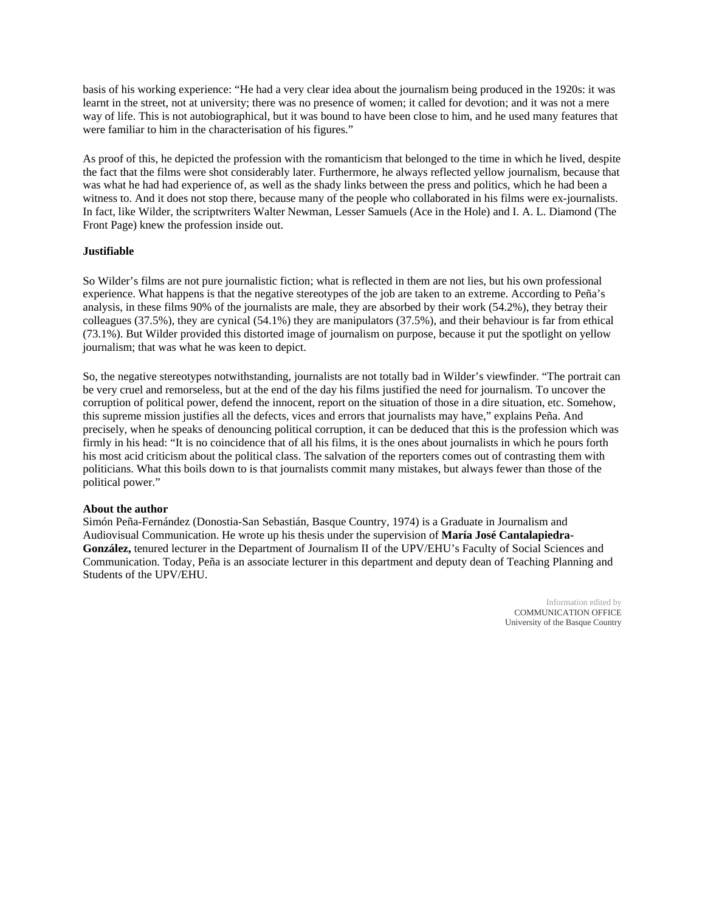basis of his working experience: “He had a very clear idea about the journalism being produced in the 1920s: it was learnt in the street, not at university; there was no presence of women; it called for devotion; and it was not a mere way of life. This is not autobiographical, but it was bound to have been close to him, and he used many features that were familiar to him in the characterisation of his figures.”

As proof of this, he depicted the profession with the romanticism that belonged to the time in which he lived, despite the fact that the films were shot considerably later. Furthermore, he always reflected yellow journalism, because that was what he had had experience of, as well as the shady links between the press and politics, which he had been a witness to. And it does not stop there, because many of the people who collaborated in his films were ex-journalists. In fact, like Wilder, the scriptwriters Walter Newman, Lesser Samuels (Ace in the Hole) and I. A. L. Diamond (The Front Page) knew the profession inside out.

**Justifiable**

So Wilder’s films are not pure journalistic fiction; what is reflected in them are not lies, but his own professional experience. What happens is that the negative stereotypes of the job are taken to an extreme. According to Peña’s analysis, in these films 90% of the journalists are male, they are absorbed by their work (54.2%), they betray their colleagues (37.5%), they are cynical (54.1%) they are manipulators (37.5%), and their behaviour is far from ethical (73.1%). But Wilder provided this distorted image of journalism on purpose, because it put the spotlight on yellow journalism; that was what he was keen to depict.

So, the negative stereotypes notwithstanding, journalists are not totally bad in Wilder’s viewfinder. “The portrait can be very cruel and remorseless, but at the end of the day his films justified the need for journalism. To uncover the corruption of political power, defend the innocent, report on the situation of those in a dire situation, etc. Somehow, this supreme mission justifies all the defects, vices and errors that journalists may have,” explains Peña. And precisely, when he speaks of denouncing political corruption, it can be deduced that this is the profession which was firmly in his head: “It is no coincidence that of all his films, it is the ones about journalists in which he pours forth his most acid criticism about the political class. The salvation of the reporters comes out of contrasting them with politicians. What this boils down to is that journalists commit many mistakes, but always fewer than those of the political power.”

**About the author**
Simón Peña-Fernández (Donostia-San Sebastián, Basque Country, 1974) is a Graduate in Journalism and Audiovisual Communication. He wrote up his thesis under the supervision of **María José Cantalapiedra-González,** tenured lecturer in the Department of Journalism II of the UPV/EHU’s Faculty of Social Sciences and Communication. Today, Peña is an associate lecturer in this department and deputy dean of Teaching Planning and Students of the UPV/EHU.

Information edited by
COMMUNICATION OFFICE
University of the Basque Country